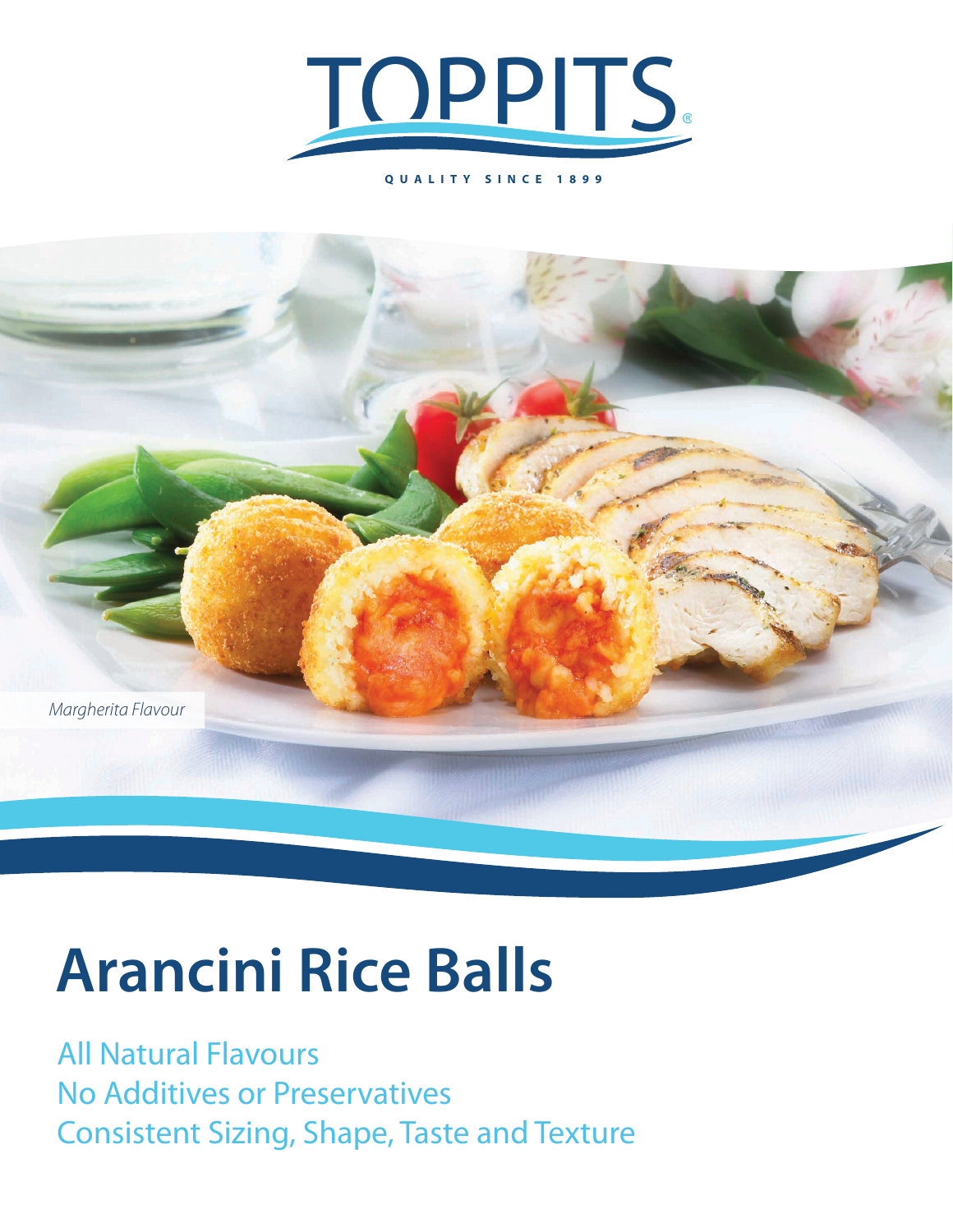TOPPITS®

QUALITY SINCE 1899

*Margherita Flavour*

# Arancini Rice Balls

All Natural Flavours
No Additives or Preservatives
Consistent Sizing, Shape, Taste and Texture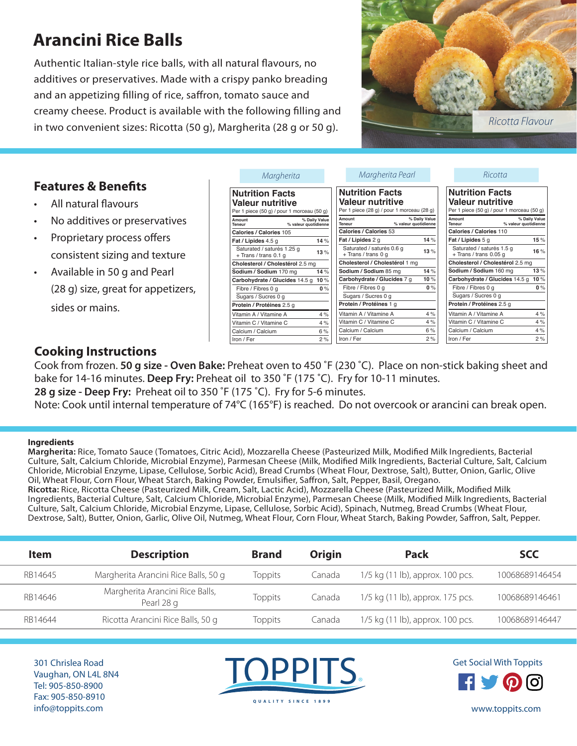# Arancini Rice Balls

Authentic Italian-style rice balls, with all natural flavours, no additives or preservatives. Made with a crispy panko breading and an appetizing filling of rice, saffron, tomato sauce and creamy cheese. Product is available with the following filling and in two convenient sizes: Ricotta (50 g), Margherita (28 g or 50 g).

*Ricotta Flavour*

## Features & Benefits

- All natural flavours
- No additives or preservatives
- Proprietary process offers consistent sizing and texture
- Available in 50 g and Pearl (28 g) size, great for appetizers, sides or mains.

### Margherita

**Nutrition Facts / Valeur nutritive**
Per 1 piece (50 g) / pour 1 morceau (50 g)

| Amount / Teneur | % Daily Value / % valeur quotidienne |
|---|---|
| **Calories / Calories** 105 | |
| **Fat / Lipides** 4.5 g | 14 % |
| Saturated / saturés 1.25 g + Trans / trans 0.1 g | 13 % |
| **Cholesterol / Cholestérol** 2.5 mg | |
| **Sodium / Sodium** 170 mg | 14 % |
| **Carbohydrate / Glucides** 14.5 g | 10 % |
| Fibre / Fibres 0 g | 0 % |
| Sugars / Sucres 0 g | |
| **Protein / Protéines** 2.5 g | |
| Vitamin A / Vitamine A | 4 % |
| Vitamin C / Vitamine C | 4 % |
| Calcium / Calcium | 6 % |
| Iron / Fer | 2 % |

### Margherita Pearl

**Nutrition Facts / Valeur nutritive**
Per 1 piece (28 g) / pour 1 morceau (28 g)

| Amount / Teneur | % Daily Value / % valeur quotidienne |
|---|---|
| **Calories / Calories** 53 | |
| **Fat / Lipides** 2 g | 14 % |
| Saturated / saturés 0.6 g + Trans / trans 0 g | 13 % |
| **Cholesterol / Cholestérol** 1 mg | |
| **Sodium / Sodium** 85 mg | 14 % |
| **Carbohydrate / Glucides** 7 g | 10 % |
| Fibre / Fibres 0 g | 0 % |
| Sugars / Sucres 0 g | |
| **Protein / Protéines** 1 g | |
| Vitamin A / Vitamine A | 4 % |
| Vitamin C / Vitamine C | 4 % |
| Calcium / Calcium | 6 % |
| Iron / Fer | 2 % |

### Ricotta

**Nutrition Facts / Valeur nutritive**
Per 1 piece (50 g) / pour 1 morceau (50 g)

| Amount / Teneur | % Daily Value / % valeur quotidienne |
|---|---|
| **Calories / Calories** 110 | |
| **Fat / Lipides** 5 g | 15 % |
| Saturated / saturés 1.5 g + Trans / trans 0.05 g | 16 % |
| **Cholesterol / Cholestérol** 2.5 mg | |
| **Sodium / Sodium** 160 mg | 13 % |
| **Carbohydrate / Glucides** 14.5 g | 10 % |
| Fibre / Fibres 0 g | 0 % |
| Sugars / Sucres 0 g | |
| **Protein / Protéines** 2.5 g | |
| Vitamin A / Vitamine A | 4 % |
| Vitamin C / Vitamine C | 4 % |
| Calcium / Calcium | 4 % |
| Iron / Fer | 2 % |

## Cooking Instructions

Cook from frozen. **50 g size - Oven Bake:** Preheat oven to 450 ˚F (230 ˚C). Place on non-stick baking sheet and bake for 14-16 minutes. **Deep Fry:** Preheat oil to 350 ˚F (175 ˚C). Fry for 10-11 minutes.

**28 g size - Deep Fry:** Preheat oil to 350 ˚F (175 ˚C). Fry for 5-6 minutes.

Note: Cook until internal temperature of 74°C (165°F) is reached. Do not overcook or arancini can break open.

**Ingredients**

**Margherita:** Rice, Tomato Sauce (Tomatoes, Citric Acid), Mozzarella Cheese (Pasteurized Milk, Modified Milk Ingredients, Bacterial Culture, Salt, Calcium Chloride, Microbial Enzyme), Parmesan Cheese (Milk, Modified Milk Ingredients, Bacterial Culture, Salt, Calcium Chloride, Microbial Enzyme, Lipase, Cellulose, Sorbic Acid), Bread Crumbs (Wheat Flour, Dextrose, Salt), Butter, Onion, Garlic, Olive Oil, Wheat Flour, Corn Flour, Wheat Starch, Baking Powder, Emulsifier, Saffron, Salt, Pepper, Basil, Oregano.

**Ricotta:** Rice, Ricotta Cheese (Pasteurized Milk, Cream, Salt, Lactic Acid), Mozzarella Cheese (Pasteurized Milk, Modified Milk Ingredients, Bacterial Culture, Salt, Calcium Chloride, Microbial Enzyme), Parmesan Cheese (Milk, Modified Milk Ingredients, Bacterial Culture, Salt, Calcium Chloride, Microbial Enzyme, Lipase, Cellulose, Sorbic Acid), Spinach, Nutmeg, Bread Crumbs (Wheat Flour, Dextrose, Salt), Butter, Onion, Garlic, Olive Oil, Nutmeg, Wheat Flour, Corn Flour, Wheat Starch, Baking Powder, Saffron, Salt, Pepper.

| Item | Description | Brand | Origin | Pack | SCC |
|---|---|---|---|---|---|
| RB14645 | Margherita Arancini Rice Balls, 50 g | Toppits | Canada | 1/5 kg (11 lb), approx. 100 pcs. | 10068689146454 |
| RB14646 | Margherita Arancini Rice Balls, Pearl 28 g | Toppits | Canada | 1/5 kg (11 lb), approx. 175 pcs. | 10068689146461 |
| RB14644 | Ricotta Arancini Rice Balls, 50 g | Toppits | Canada | 1/5 kg (11 lb), approx. 100 pcs. | 10068689146447 |

301 Chrislea Road
Vaughan, ON L4L 8N4
Tel: 905-850-8900
Fax: 905-850-8910
info@toppits.com

TOPPITS®
QUALITY SINCE 1899

Get Social With Toppits

www.toppits.com